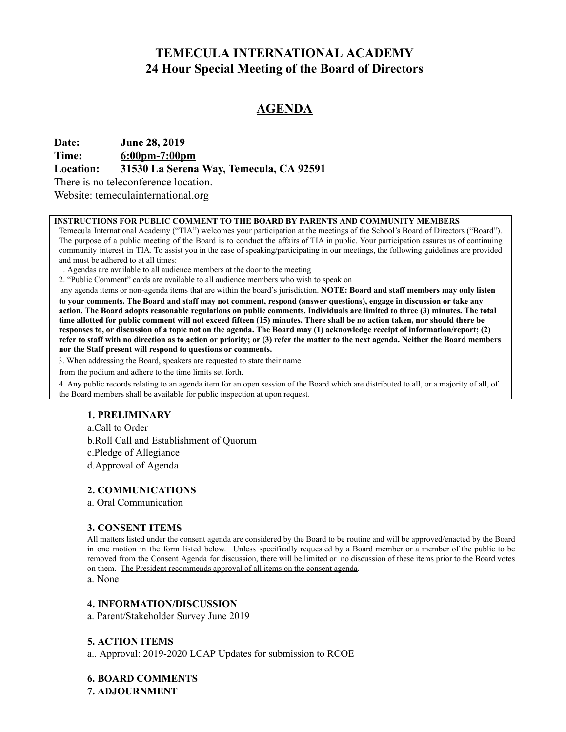# TEMECULA INTERNATIONAL ACADEMY
## 24 Hour Special Meeting of the Board of Directors

## AGENDA

**Date:** June 28, 2019
**Time:** 6:00pm-7:00pm
**Location:** 31530 La Serena Way, Temecula, CA 92591
There is no teleconference location.
Website: temeculainternational.org

**INSTRUCTIONS FOR PUBLIC COMMENT TO THE BOARD BY PARENTS AND COMMUNITY MEMBERS**

Temecula International Academy ("TIA") welcomes your participation at the meetings of the School's Board of Directors ("Board"). The purpose of a public meeting of the Board is to conduct the affairs of TIA in public. Your participation assures us of continuing community interest in TIA. To assist you in the ease of speaking/participating in our meetings, the following guidelines are provided and must be adhered to at all times:

1. Agendas are available to all audience members at the door to the meeting
2. "Public Comment" cards are available to all audience members who wish to speak on any agenda items or non-agenda items that are within the board's jurisdiction. **NOTE: Board and staff members may only listen to your comments. The Board and staff may not comment, respond (answer questions), engage in discussion or take any action. The Board adopts reasonable regulations on public comments. Individuals are limited to three (3) minutes. The total time allotted for public comment will not exceed fifteen (15) minutes. There shall be no action taken, nor should there be responses to, or discussion of a topic not on the agenda. The Board may (1) acknowledge receipt of information/report; (2) refer to staff with no direction as to action or priority; or (3) refer the matter to the next agenda. Neither the Board members nor the Staff present will respond to questions or comments.**
3. When addressing the Board, speakers are requested to state their name from the podium and adhere to the time limits set forth.
4. Any public records relating to an agenda item for an open session of the Board which are distributed to all, or a majority of all, of the Board members shall be available for public inspection at upon request.

### 1. PRELIMINARY

a.Call to Order
b.Roll Call and Establishment of Quorum
c.Pledge of Allegiance
d.Approval of Agenda

### 2. COMMUNICATIONS

a. Oral Communication

### 3. CONSENT ITEMS

All matters listed under the consent agenda are considered by the Board to be routine and will be approved/enacted by the Board in one motion in the form listed below. Unless specifically requested by a Board member or a member of the public to be removed from the Consent Agenda for discussion, there will be limited or no discussion of these items prior to the Board votes on them. The President recommends approval of all items on the consent agenda.

a. None

### 4. INFORMATION/DISCUSSION

a. Parent/Stakeholder Survey June 2019

### 5. ACTION ITEMS

a.. Approval: 2019-2020 LCAP Updates for submission to RCOE

### 6. BOARD COMMENTS

### 7. ADJOURNMENT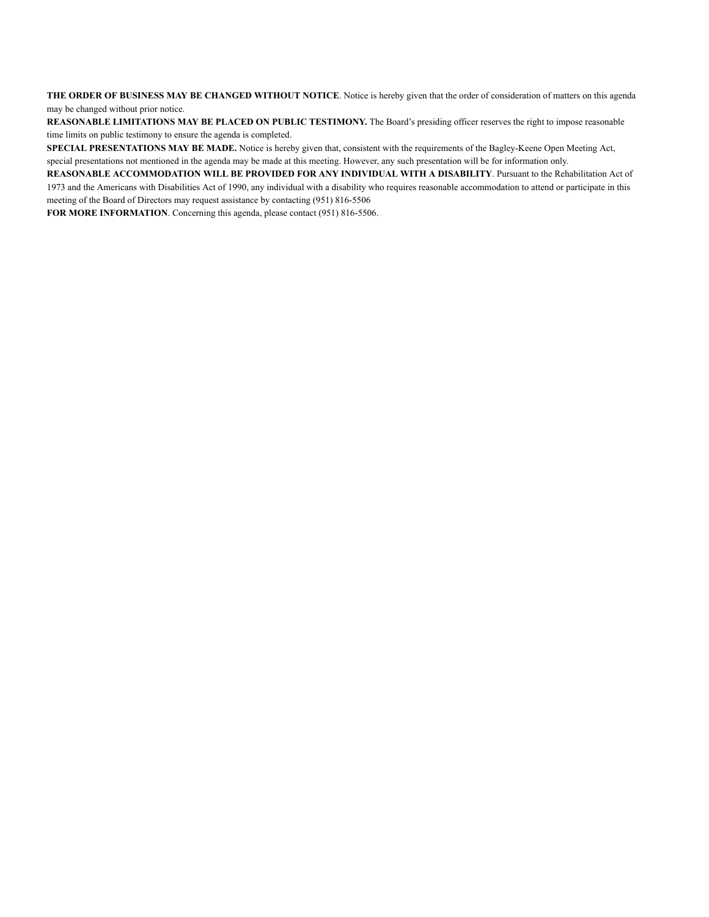**THE ORDER OF BUSINESS MAY BE CHANGED WITHOUT NOTICE**. Notice is hereby given that the order of consideration of matters on this agenda may be changed without prior notice.

**REASONABLE LIMITATIONS MAY BE PLACED ON PUBLIC TESTIMONY.** The Board's presiding officer reserves the right to impose reasonable time limits on public testimony to ensure the agenda is completed.

**SPECIAL PRESENTATIONS MAY BE MADE.** Notice is hereby given that, consistent with the requirements of the Bagley-Keene Open Meeting Act, special presentations not mentioned in the agenda may be made at this meeting. However, any such presentation will be for information only.

**REASONABLE ACCOMMODATION WILL BE PROVIDED FOR ANY INDIVIDUAL WITH A DISABILITY**. Pursuant to the Rehabilitation Act of 1973 and the Americans with Disabilities Act of 1990, any individual with a disability who requires reasonable accommodation to attend or participate in this meeting of the Board of Directors may request assistance by contacting (951) 816-5506

**FOR MORE INFORMATION**. Concerning this agenda, please contact (951) 816-5506.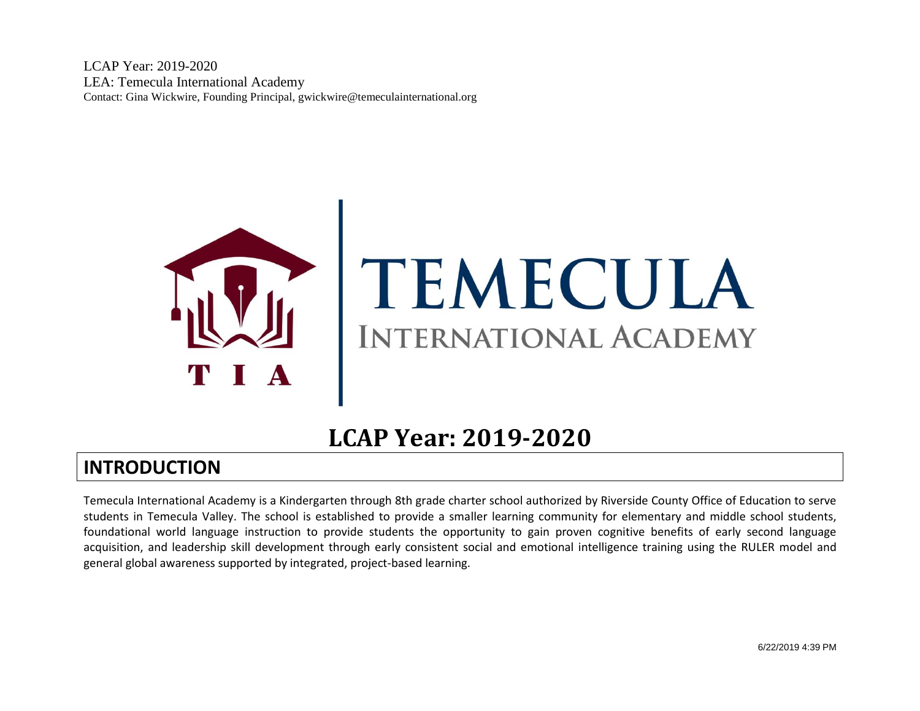LCAP Year: 2019-2020
LEA: Temecula International Academy
Contact: Gina Wickwire, Founding Principal, gwickwire@temeculainternational.org

TEMECULA
INTERNATIONAL ACADEMY

T I A

# LCAP Year: 2019-2020

## INTRODUCTION

Temecula International Academy is a Kindergarten through 8th grade charter school authorized by Riverside County Office of Education to serve students in Temecula Valley. The school is established to provide a smaller learning community for elementary and middle school students, foundational world language instruction to provide students the opportunity to gain proven cognitive benefits of early second language acquisition, and leadership skill development through early consistent social and emotional intelligence training using the RULER model and general global awareness supported by integrated, project-based learning.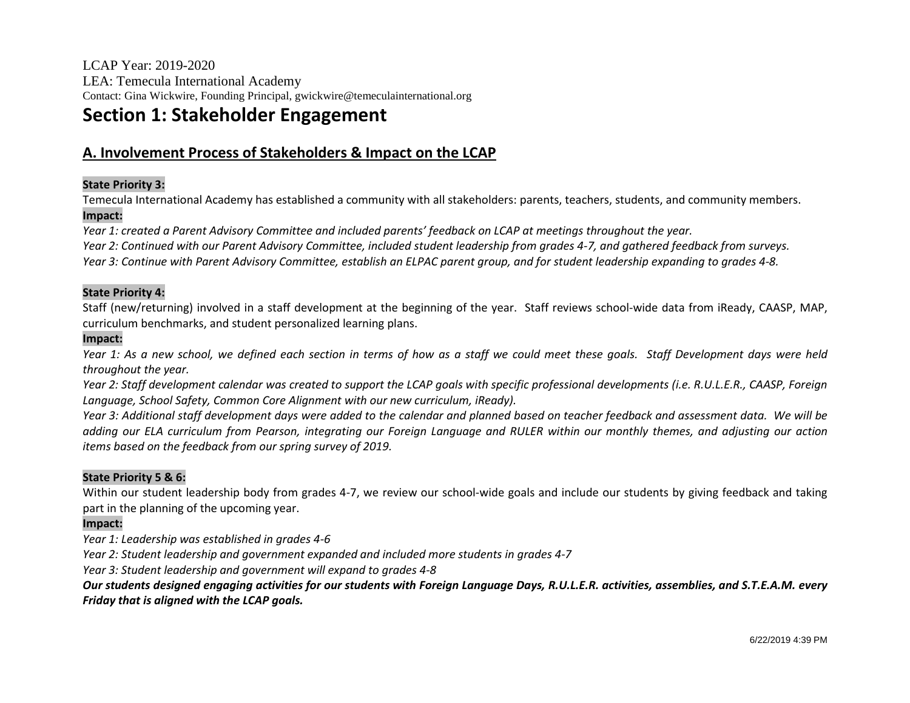LCAP Year: 2019-2020
LEA: Temecula International Academy
Contact: Gina Wickwire, Founding Principal, gwickwire@temeculainternational.org

# Section 1: Stakeholder Engagement

## A. Involvement Process of Stakeholders & Impact on the LCAP

**State Priority 3:**

Temecula International Academy has established a community with all stakeholders: parents, teachers, students, and community members.

**Impact:**

*Year 1: created a Parent Advisory Committee and included parents' feedback on LCAP at meetings throughout the year.*
*Year 2: Continued with our Parent Advisory Committee, included student leadership from grades 4-7, and gathered feedback from surveys.*
*Year 3: Continue with Parent Advisory Committee, establish an ELPAC parent group, and for student leadership expanding to grades 4-8.*

**State Priority 4:**

Staff (new/returning) involved in a staff development at the beginning of the year. Staff reviews school-wide data from iReady, CAASP, MAP, curriculum benchmarks, and student personalized learning plans.

**Impact:**

*Year 1: As a new school, we defined each section in terms of how as a staff we could meet these goals. Staff Development days were held throughout the year.*
*Year 2: Staff development calendar was created to support the LCAP goals with specific professional developments (i.e. R.U.L.E.R., CAASP, Foreign Language, School Safety, Common Core Alignment with our new curriculum, iReady).*
*Year 3: Additional staff development days were added to the calendar and planned based on teacher feedback and assessment data. We will be adding our ELA curriculum from Pearson, integrating our Foreign Language and RULER within our monthly themes, and adjusting our action items based on the feedback from our spring survey of 2019.*

**State Priority 5 & 6:**

Within our student leadership body from grades 4-7, we review our school-wide goals and include our students by giving feedback and taking part in the planning of the upcoming year.

**Impact:**

*Year 1: Leadership was established in grades 4-6*
*Year 2: Student leadership and government expanded and included more students in grades 4-7*
*Year 3: Student leadership and government will expand to grades 4-8*
***Our students designed engaging activities for our students with Foreign Language Days, R.U.L.E.R. activities, assemblies, and S.T.E.A.M. every Friday that is aligned with the LCAP goals.***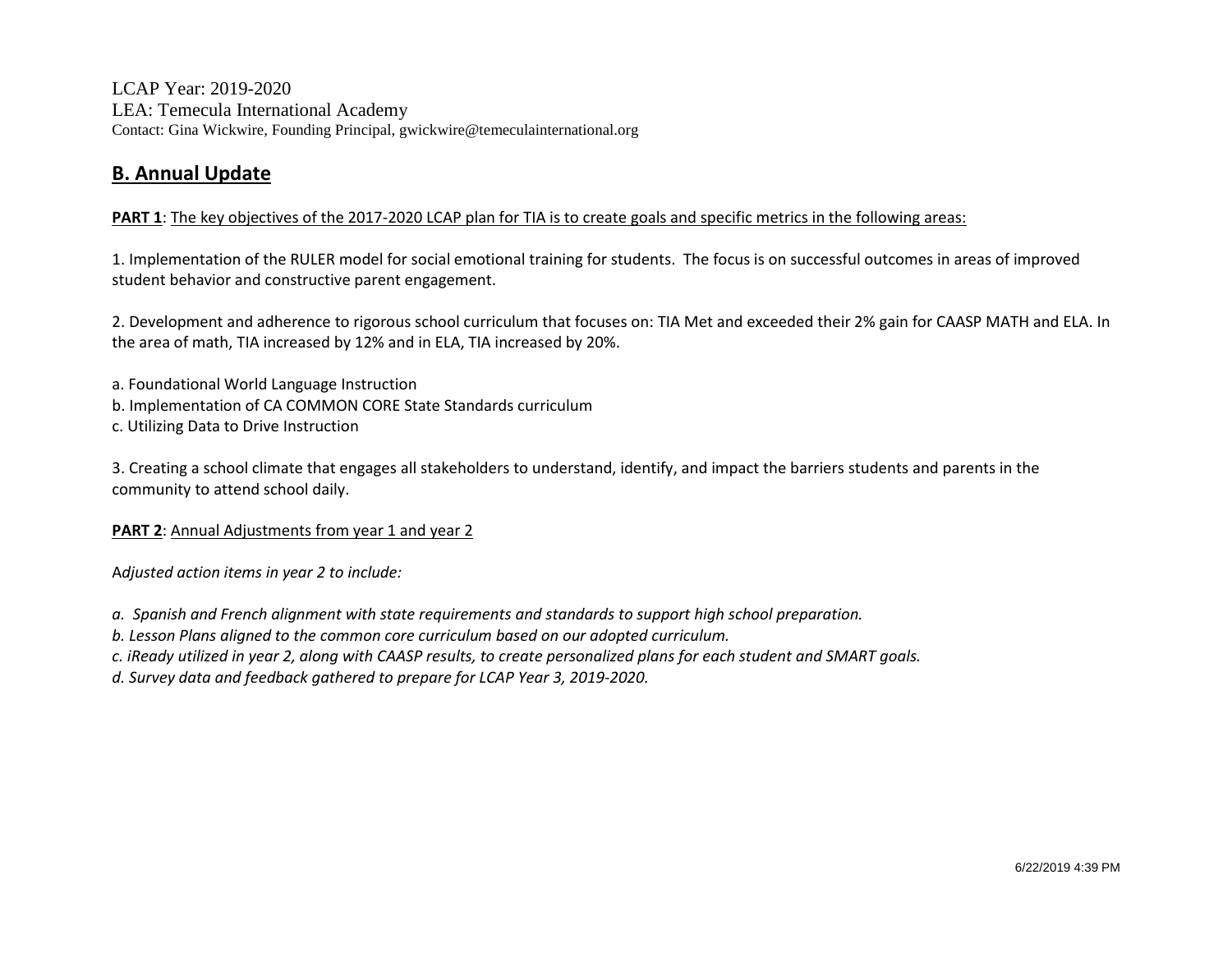LCAP Year: 2019-2020
LEA: Temecula International Academy
Contact: Gina Wickwire, Founding Principal, gwickwire@temeculainternational.org

## B. Annual Update

**PART 1**: The key objectives of the 2017-2020 LCAP plan for TIA is to create goals and specific metrics in the following areas:

1. Implementation of the RULER model for social emotional training for students. The focus is on successful outcomes in areas of improved student behavior and constructive parent engagement.

2. Development and adherence to rigorous school curriculum that focuses on: TIA Met and exceeded their 2% gain for CAASP MATH and ELA. In the area of math, TIA increased by 12% and in ELA, TIA increased by 20%.

a. Foundational World Language Instruction
b. Implementation of CA COMMON CORE State Standards curriculum
c. Utilizing Data to Drive Instruction

3. Creating a school climate that engages all stakeholders to understand, identify, and impact the barriers students and parents in the community to attend school daily.

**PART 2**: Annual Adjustments from year 1 and year 2

*Adjusted action items in year 2 to include:*

*a. Spanish and French alignment with state requirements and standards to support high school preparation.*
*b. Lesson Plans aligned to the common core curriculum based on our adopted curriculum.*
*c. iReady utilized in year 2, along with CAASP results, to create personalized plans for each student and SMART goals.*
*d. Survey data and feedback gathered to prepare for LCAP Year 3, 2019-2020.*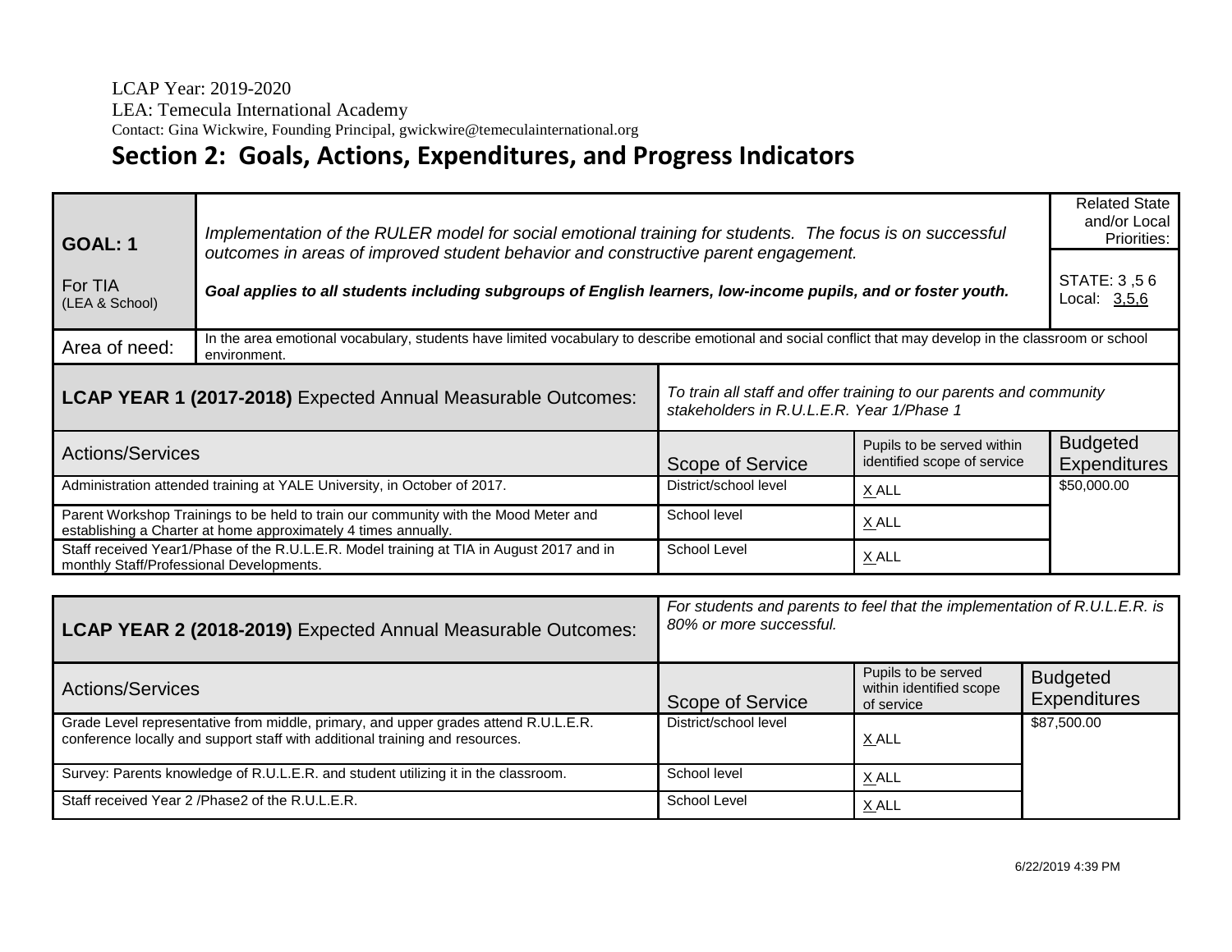LCAP Year: 2019-2020
LEA: Temecula International Academy
Contact: Gina Wickwire, Founding Principal, gwickwire@temeculainternational.org

## Section 2: Goals, Actions, Expenditures, and Progress Indicators

| **GOAL: 1**<br>For TIA (LEA & School) | *Implementation of the RULER model for social emotional training for students. The focus is on successful outcomes in areas of improved student behavior and constructive parent engagement.*<br>***Goal applies to all students including subgroups of English learners, low-income pupils, and or foster youth.*** | Related State and/or Local Priorities:<br>STATE: 3 ,5 6<br>Local: 3,5,6 |
|---|---|---|
| Area of need: | In the area emotional vocabulary, students have limited vocabulary to describe emotional and social conflict that may develop in the classroom or school environment. | |

| **LCAP YEAR 1 (2017-2018)** Expected Annual Measurable Outcomes: | *To train all staff and offer training to our parents and community stakeholders in R.U.L.E.R. Year 1/Phase 1* | | |
|---|---|---|---|
| Actions/Services | Scope of Service | Pupils to be served within identified scope of service | Budgeted Expenditures |
| Administration attended training at YALE University, in October of 2017. | District/school level | X ALL | $50,000.00 |
| Parent Workshop Trainings to be held to train our community with the Mood Meter and establishing a Charter at home approximately 4 times annually. | School level | X ALL | |
| Staff received Year1/Phase of the R.U.L.E.R. Model training at TIA in August 2017 and in monthly Staff/Professional Developments. | School Level | X ALL | |

| **LCAP YEAR 2 (2018-2019)** Expected Annual Measurable Outcomes: | *For students and parents to feel that the implementation of R.U.L.E.R. is 80% or more successful.* | | |
|---|---|---|---|
| Actions/Services | Scope of Service | Pupils to be served within identified scope of service | Budgeted Expenditures |
| Grade Level representative from middle, primary, and upper grades attend R.U.L.E.R. conference locally and support staff with additional training and resources. | District/school level | X ALL | $87,500.00 |
| Survey: Parents knowledge of R.U.L.E.R. and student utilizing it in the classroom. | School level | X ALL | |
| Staff received Year 2 /Phase2 of the R.U.L.E.R. | School Level | X ALL | |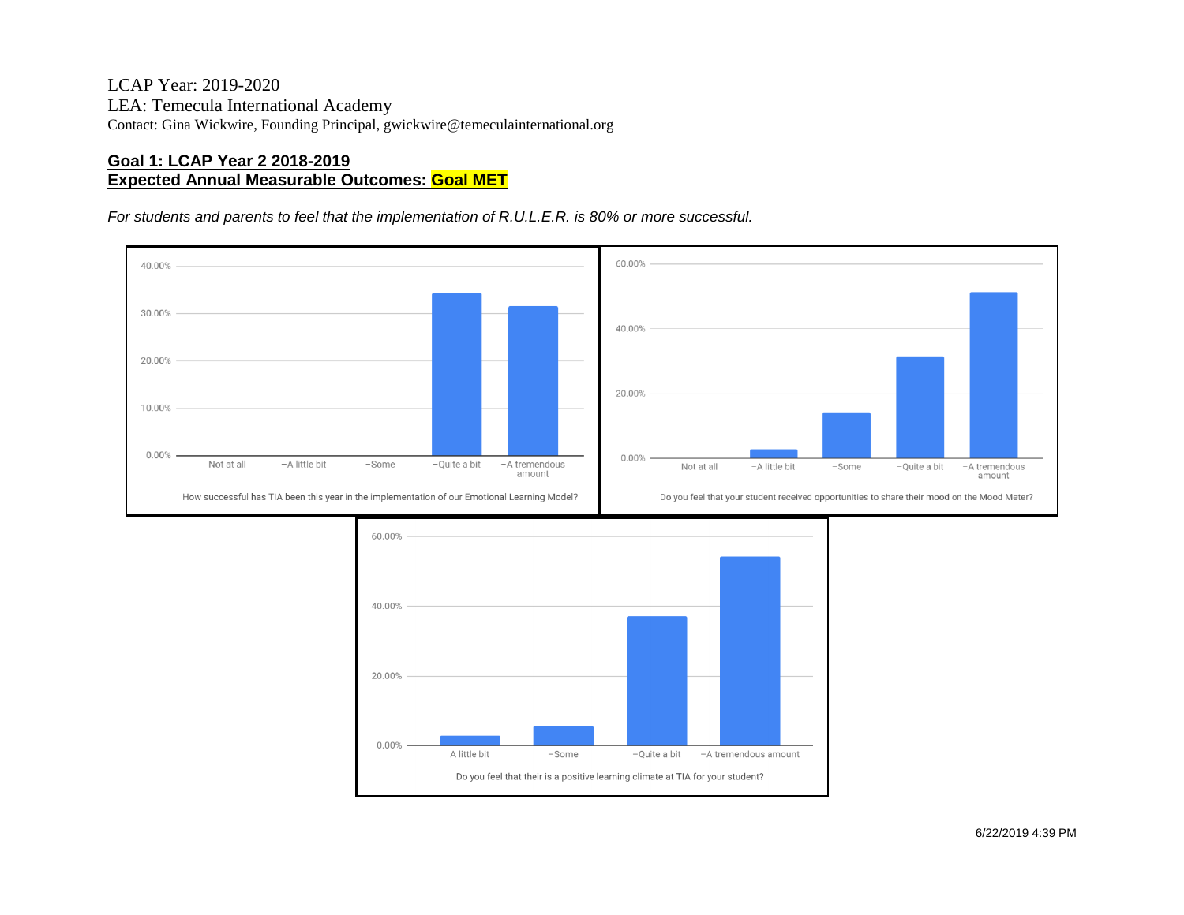LCAP Year: 2019-2020
LEA: Temecula International Academy
Contact: Gina Wickwire, Founding Principal, gwickwire@temeculainternational.org

**Goal 1: LCAP Year 2 2018-2019**
**Expected Annual Measurable Outcomes: Goal MET**

*For students and parents to feel that the implementation of R.U.L.E.R. is 80% or more successful.*

How successful has TIA been this year in the implementation of our Emotional Learning Model?

Do you feel that your student received opportunities to share their mood on the Mood Meter?

Do you feel that their is a positive learning climate at TIA for your student?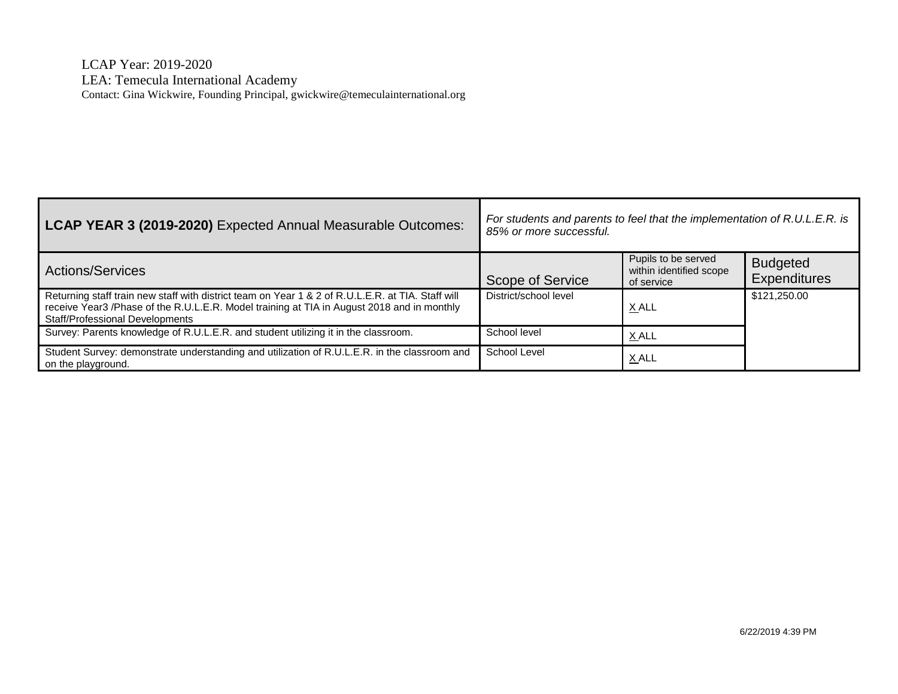LCAP Year: 2019-2020
LEA: Temecula International Academy
Contact: Gina Wickwire, Founding Principal, gwickwire@temeculainternational.org

| **LCAP YEAR 3 (2019-2020)** Expected Annual Measurable Outcomes: | *For students and parents to feel that the implementation of R.U.L.E.R. is 85% or more successful.* | | |
|---|---|---|---|
| Actions/Services | Scope of Service | Pupils to be served within identified scope of service | Budgeted Expenditures |
| Returning staff train new staff with district team on Year 1 & 2 of R.U.L.E.R. at TIA. Staff will receive Year3 /Phase of the R.U.L.E.R. Model training at TIA in August 2018 and in monthly Staff/Professional Developments | District/school level | X ALL | $121,250.00 |
| Survey: Parents knowledge of R.U.L.E.R. and student utilizing it in the classroom. | School level | X ALL | |
| Student Survey: demonstrate understanding and utilization of R.U.L.E.R. in the classroom and on the playground. | School Level | X ALL | |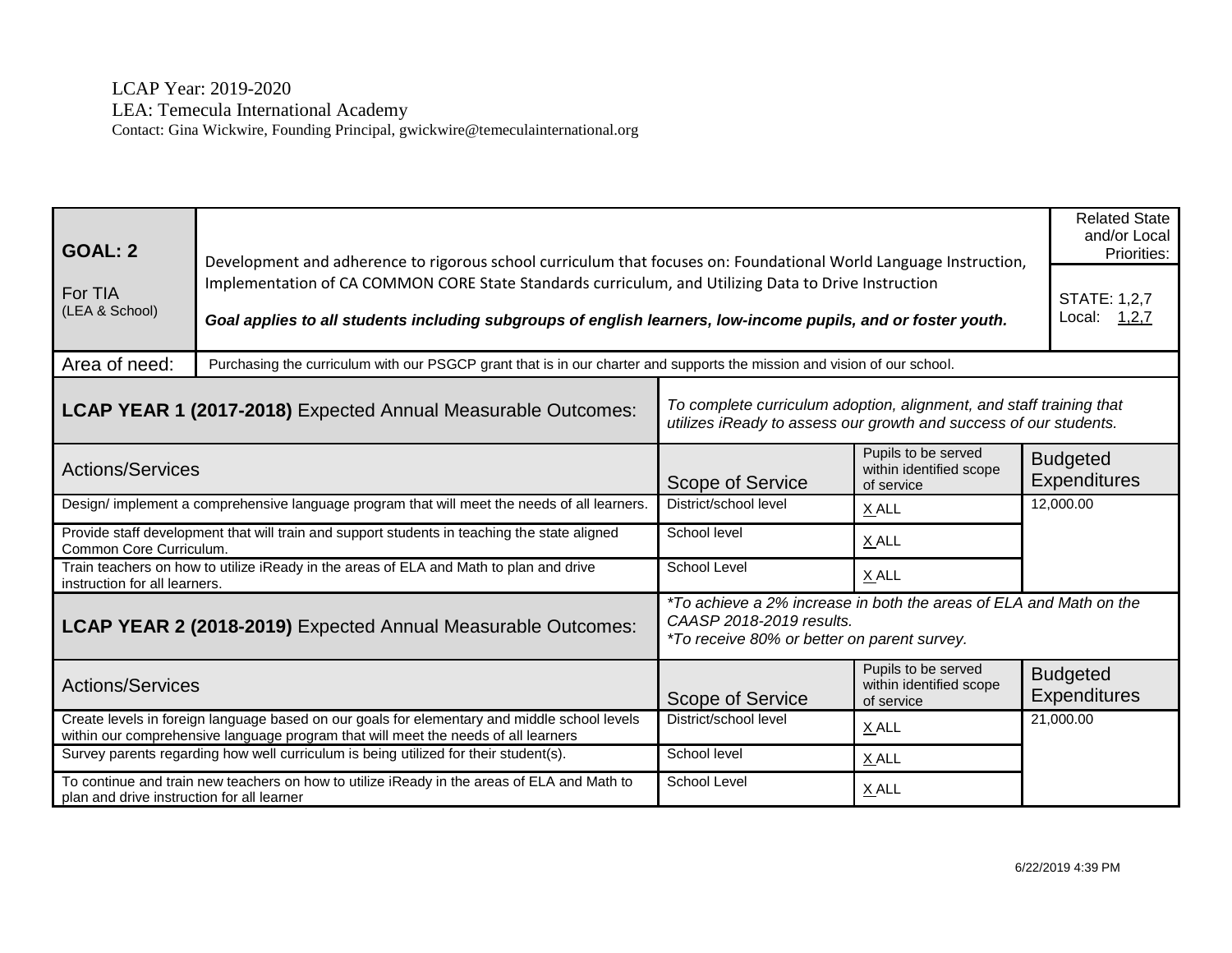LCAP Year: 2019-2020
LEA: Temecula International Academy
Contact: Gina Wickwire, Founding Principal, gwickwire@temeculainternational.org

| **GOAL: 2**<br><br>For TIA<br>(LEA & School) | Development and adherence to rigorous school curriculum that focuses on: Foundational World Language Instruction, Implementation of CA COMMON CORE State Standards curriculum, and Utilizing Data to Drive Instruction<br><br>***Goal applies to all students including subgroups of english learners, low-income pupils, and or foster youth.*** | | | Related State and/or Local Priorities:<br><br>STATE: 1,2,7<br>Local: 1,2,7 |
|---|---|---|---|---|
| Area of need: | Purchasing the curriculum with our PSGCP grant that is in our charter and supports the mission and vision of our school. | | | |
| **LCAP YEAR 1 (2017-2018)** Expected Annual Measurable Outcomes: | | *To complete curriculum adoption, alignment, and staff training that utilizes iReady to assess our growth and success of our students.* | | |
| Actions/Services | | Scope of Service | Pupils to be served within identified scope of service | Budgeted Expenditures |
| Design/ implement a comprehensive language program that will meet the needs of all learners. | | District/school level | X ALL | 12,000.00 |
| Provide staff development that will train and support students in teaching the state aligned Common Core Curriculum. | | School level | X ALL | |
| Train teachers on how to utilize iReady in the areas of ELA and Math to plan and drive instruction for all learners. | | School Level | X ALL | |
| **LCAP YEAR 2 (2018-2019)** Expected Annual Measurable Outcomes: | | *\*To achieve a 2% increase in both the areas of ELA and Math on the CAASP 2018-2019 results.*<br>*\*To receive 80% or better on parent survey.* | | |
| Actions/Services | | Scope of Service | Pupils to be served within identified scope of service | Budgeted Expenditures |
| Create levels in foreign language based on our goals for elementary and middle school levels within our comprehensive language program that will meet the needs of all learners | | District/school level | X ALL | 21,000.00 |
| Survey parents regarding how well curriculum is being utilized for their student(s). | | School level | X ALL | |
| To continue and train new teachers on how to utilize iReady in the areas of ELA and Math to plan and drive instruction for all learner | | School Level | X ALL | |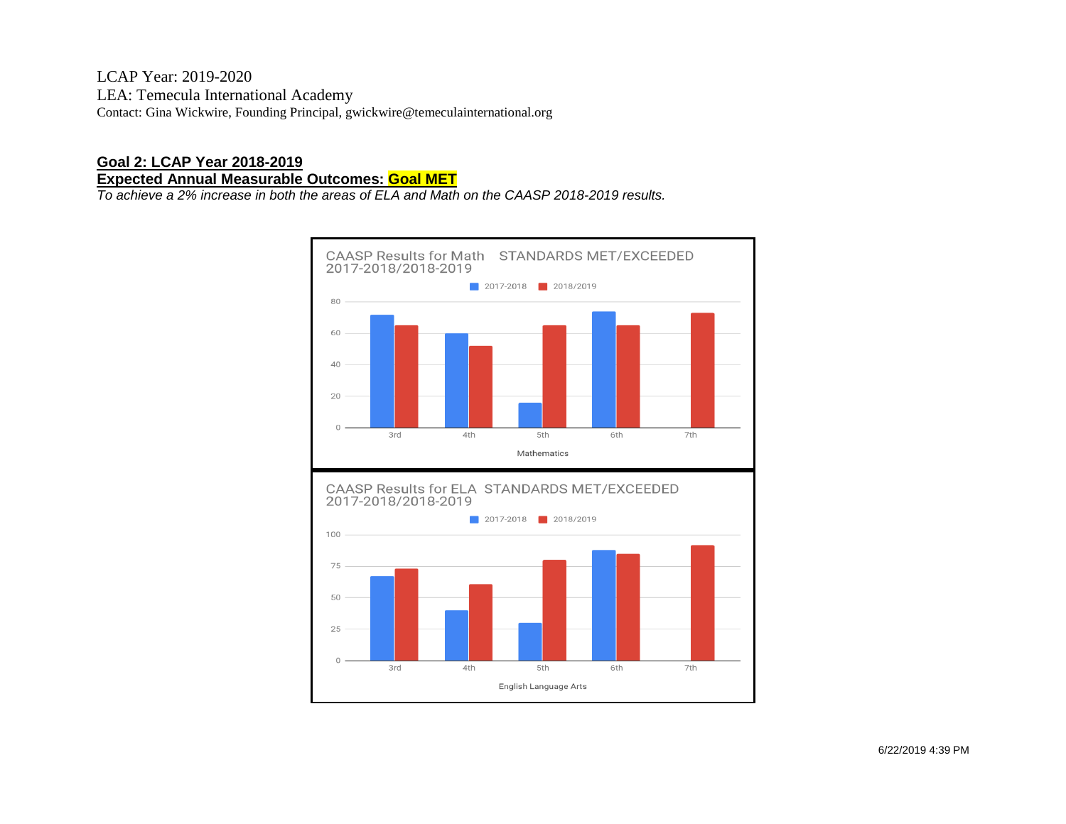LCAP Year: 2019-2020
LEA: Temecula International Academy
Contact: Gina Wickwire, Founding Principal, gwickwire@temeculainternational.org

**Goal 2: LCAP Year 2018-2019**

**Expected Annual Measurable Outcomes: Goal MET**

*To achieve a 2% increase in both the areas of ELA and Math on the CAASP 2018-2019 results.*

CAASP Results for Math STANDARDS MET/EXCEEDED 2017-2018/2018-2019

2017-2018 | 2018/2019

80
60
40
20
0

3rd 4th 5th 6th 7th

Mathematics

CAASP Results for ELA STANDARDS MET/EXCEEDED 2017-2018/2018-2019

2017-2018 | 2018/2019

100
75
50
25
0

3rd 4th 5th 6th 7th

English Language Arts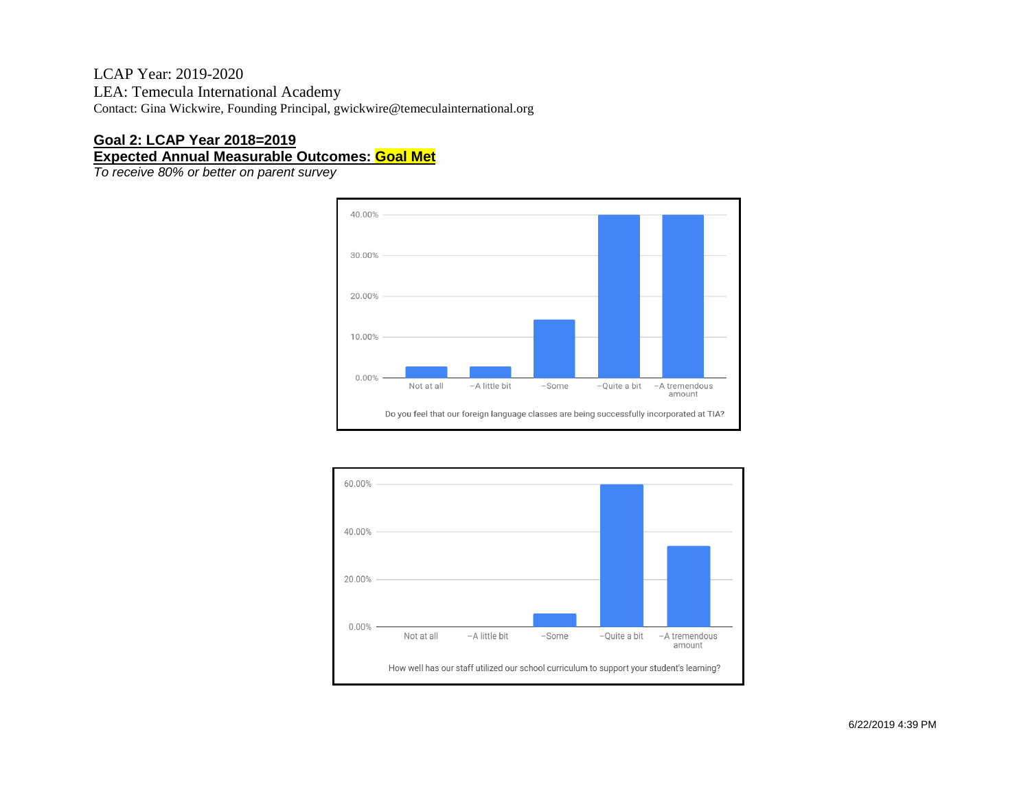LCAP Year: 2019-2020
LEA: Temecula International Academy
Contact: Gina Wickwire, Founding Principal, gwickwire@temeculainternational.org

**Goal 2: LCAP Year 2018=2019**
**Expected Annual Measurable Outcomes: Goal Met**
*To receive 80% or better on parent survey*

40.00%
30.00%
20.00%
10.00%
0.00%
Not at all | –A little bit | –Some | –Quite a bit | –A tremendous amount

Do you feel that our foreign language classes are being successfully incorporated at TIA?

60.00%
40.00%
20.00%
0.00%
Not at all | –A little bit | –Some | –Quite a bit | –A tremendous amount

How well has our staff utilized our school curriculum to support your student's learning?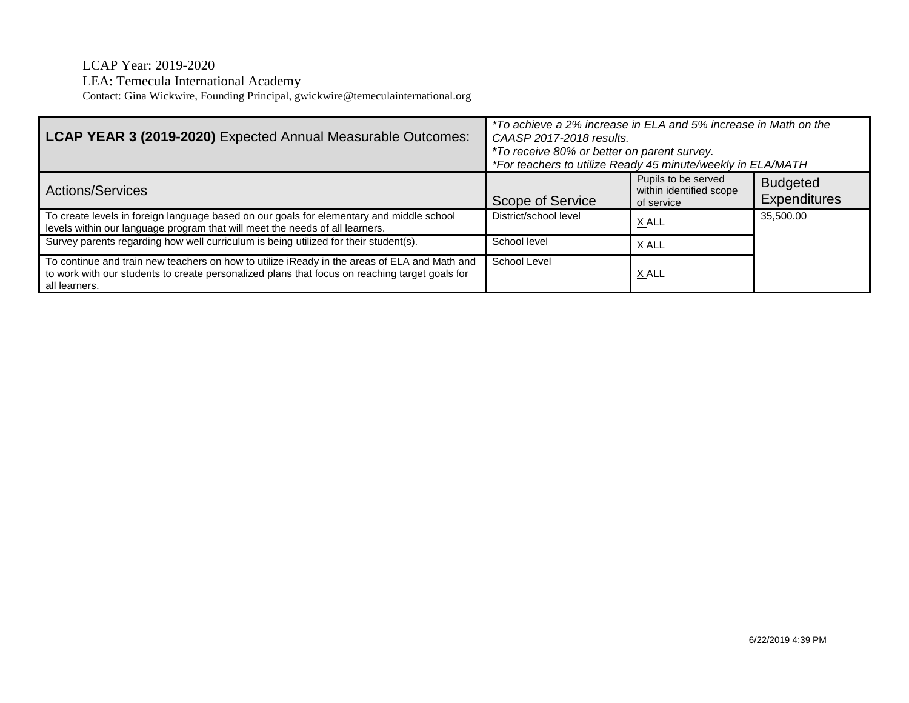LCAP Year: 2019-2020
LEA: Temecula International Academy
Contact: Gina Wickwire, Founding Principal, gwickwire@temeculainternational.org

| **LCAP YEAR 3 (2019-2020)** Expected Annual Measurable Outcomes: | *\*To achieve a 2% increase in ELA and 5% increase in Math on the CAASP 2017-2018 results.<br>\*To receive 80% or better on parent survey.<br>\*For teachers to utilize Ready 45 minute/weekly in ELA/MATH* | | |
|---|---|---|---|
| Actions/Services | Scope of Service | Pupils to be served within identified scope of service | Budgeted Expenditures |
| To create levels in foreign language based on our goals for elementary and middle school levels within our language program that will meet the needs of all learners. | District/school level | X ALL | 35,500.00 |
| Survey parents regarding how well curriculum is being utilized for their student(s). | School level | X ALL | |
| To continue and train new teachers on how to utilize iReady in the areas of ELA and Math and to work with our students to create personalized plans that focus on reaching target goals for all learners. | School Level | X ALL | |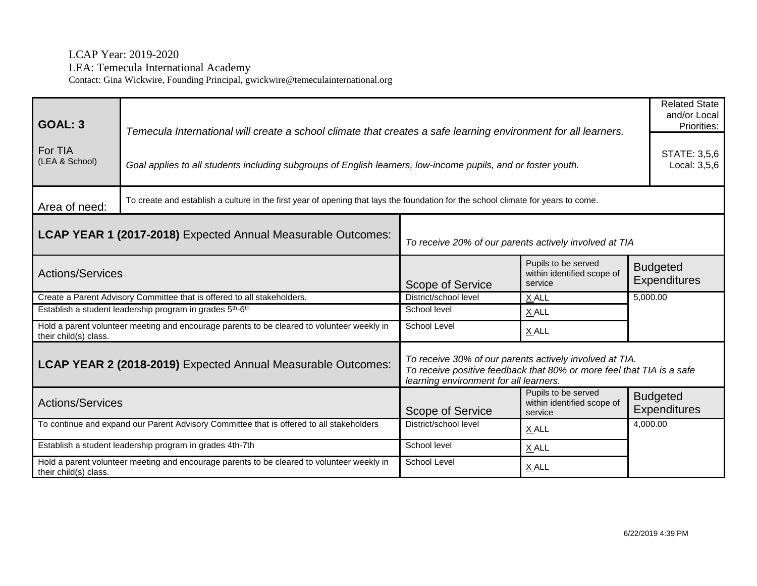LCAP Year: 2019-2020
LEA: Temecula International Academy
Contact: Gina Wickwire, Founding Principal, gwickwire@temeculainternational.org

| **GOAL: 3** For TIA (LEA & School) | *Temecula International will create a school climate that creates a safe learning environment for all learners.* *Goal applies to all students including subgroups of English learners, low-income pupils, and or foster youth.* | | | Related State and/or Local Priorities: STATE: 3,5,6 Local: 3,5,6 |
|---|---|---|---|---|
| Area of need: | To create and establish a culture in the first year of opening that lays the foundation for the school climate for years to come. | | | |
| **LCAP YEAR 1 (2017-2018)** Expected Annual Measurable Outcomes: | *To receive 20% of our parents actively involved at TIA* | | | |
| Actions/Services | Scope of Service | Pupils to be served within identified scope of service | Budgeted Expenditures | |
| Create a Parent Advisory Committee that is offered to all stakeholders. | District/school level | X ALL | 5,000.00 | |
| Establish a student leadership program in grades 5th-6th | School level | X ALL | | |
| Hold a parent volunteer meeting and encourage parents to be cleared to volunteer weekly in their child(s) class. | School Level | X ALL | | |
| **LCAP YEAR 2 (2018-2019)** Expected Annual Measurable Outcomes: | *To receive 30% of our parents actively involved at TIA. To receive positive feedback that 80% or more feel that TIA is a safe learning environment for all learners.* | | | |
| Actions/Services | Scope of Service | Pupils to be served within identified scope of service | Budgeted Expenditures | |
| To continue and expand our Parent Advisory Committee that is offered to all stakeholders | District/school level | X ALL | 4,000.00 | |
| Establish a student leadership program in grades 4th-7th | School level | X ALL | | |
| Hold a parent volunteer meeting and encourage parents to be cleared to volunteer weekly in their child(s) class. | School Level | X ALL | | |

6/22/2019 4:39 PM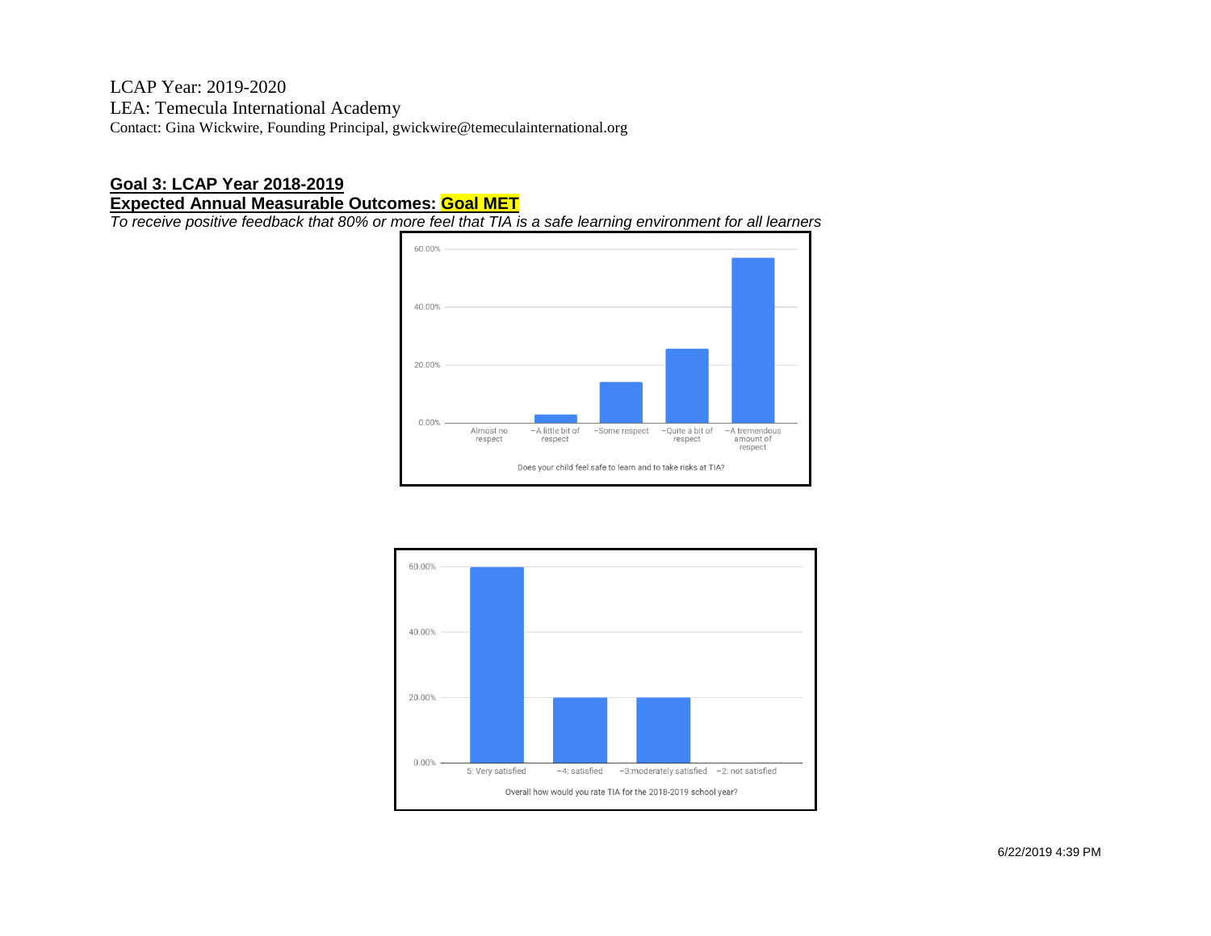## Goal 3: LCAP Year 2018-2019

## Expected Annual Measurable Outcomes: Goal MET

*To receive positive feedback that 80% or more feel that TIA is a safe learning environment for all learners*

Does your child feel safe to learn and to take risks at TIA?

Overall how would you rate TIA for the 2018-2019 school year?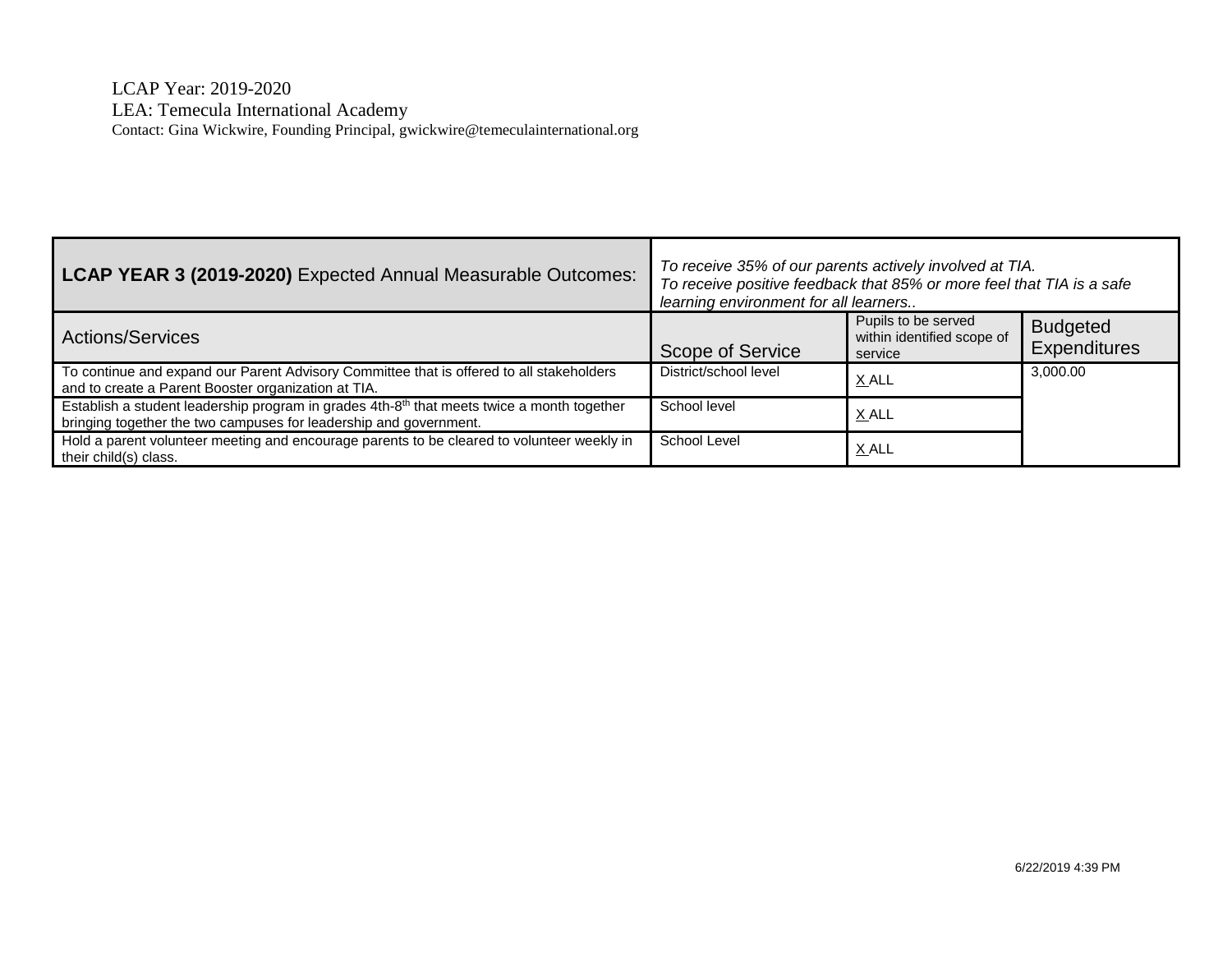LCAP Year: 2019-2020
LEA: Temecula International Academy
Contact: Gina Wickwire, Founding Principal, gwickwire@temeculainternational.org

| **LCAP YEAR 3 (2019-2020)** Expected Annual Measurable Outcomes: | *To receive 35% of our parents actively involved at TIA. To receive positive feedback that 85% or more feel that TIA is a safe learning environment for all learners..* | | |
|---|---|---|---|
| Actions/Services | Scope of Service | Pupils to be served within identified scope of service | Budgeted Expenditures |
| To continue and expand our Parent Advisory Committee that is offered to all stakeholders and to create a Parent Booster organization at TIA. | District/school level | X ALL | 3,000.00 |
| Establish a student leadership program in grades 4th-8th that meets twice a month together bringing together the two campuses for leadership and government. | School level | X ALL | |
| Hold a parent volunteer meeting and encourage parents to be cleared to volunteer weekly in their child(s) class. | School Level | X ALL | |

6/22/2019 4:39 PM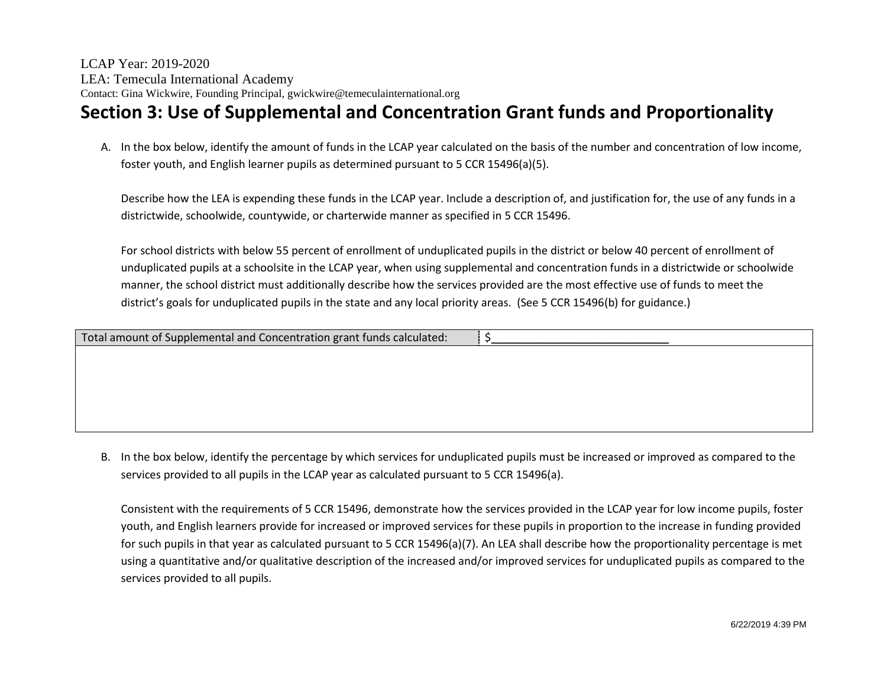LCAP Year: 2019-2020

LEA: Temecula International Academy

Contact: Gina Wickwire, Founding Principal, gwickwire@temeculainternational.org

# Section 3: Use of Supplemental and Concentration Grant funds and Proportionality

A. In the box below, identify the amount of funds in the LCAP year calculated on the basis of the number and concentration of low income, foster youth, and English learner pupils as determined pursuant to 5 CCR 15496(a)(5).

   Describe how the LEA is expending these funds in the LCAP year. Include a description of, and justification for, the use of any funds in a districtwide, schoolwide, countywide, or charterwide manner as specified in 5 CCR 15496.

   For school districts with below 55 percent of enrollment of unduplicated pupils in the district or below 40 percent of enrollment of unduplicated pupils at a schoolsite in the LCAP year, when using supplemental and concentration funds in a districtwide or schoolwide manner, the school district must additionally describe how the services provided are the most effective use of funds to meet the district's goals for unduplicated pupils in the state and any local priority areas. (See 5 CCR 15496(b) for guidance.)

| Total amount of Supplemental and Concentration grant funds calculated: | $____________________________ |
|---|---|
| | |

B. In the box below, identify the percentage by which services for unduplicated pupils must be increased or improved as compared to the services provided to all pupils in the LCAP year as calculated pursuant to 5 CCR 15496(a).

   Consistent with the requirements of 5 CCR 15496, demonstrate how the services provided in the LCAP year for low income pupils, foster youth, and English learners provide for increased or improved services for these pupils in proportion to the increase in funding provided for such pupils in that year as calculated pursuant to 5 CCR 15496(a)(7). An LEA shall describe how the proportionality percentage is met using a quantitative and/or qualitative description of the increased and/or improved services for unduplicated pupils as compared to the services provided to all pupils.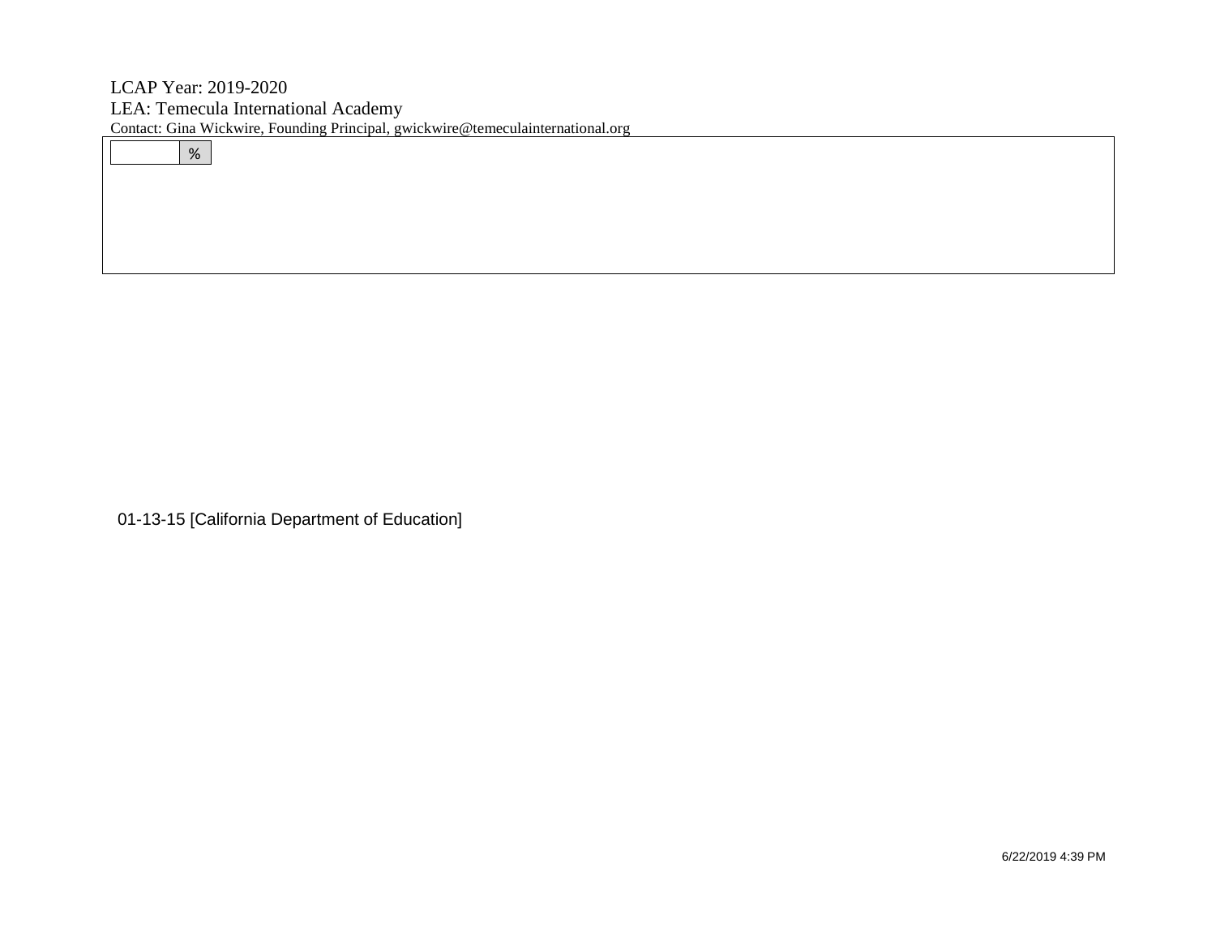LCAP Year: 2019-2020

LEA: Temecula International Academy

Contact: Gina Wickwire, Founding Principal, gwickwire@temeculainternational.org

| | |
|---|---|
| | % |

01-13-15 [California Department of Education]

6/22/2019 4:39 PM